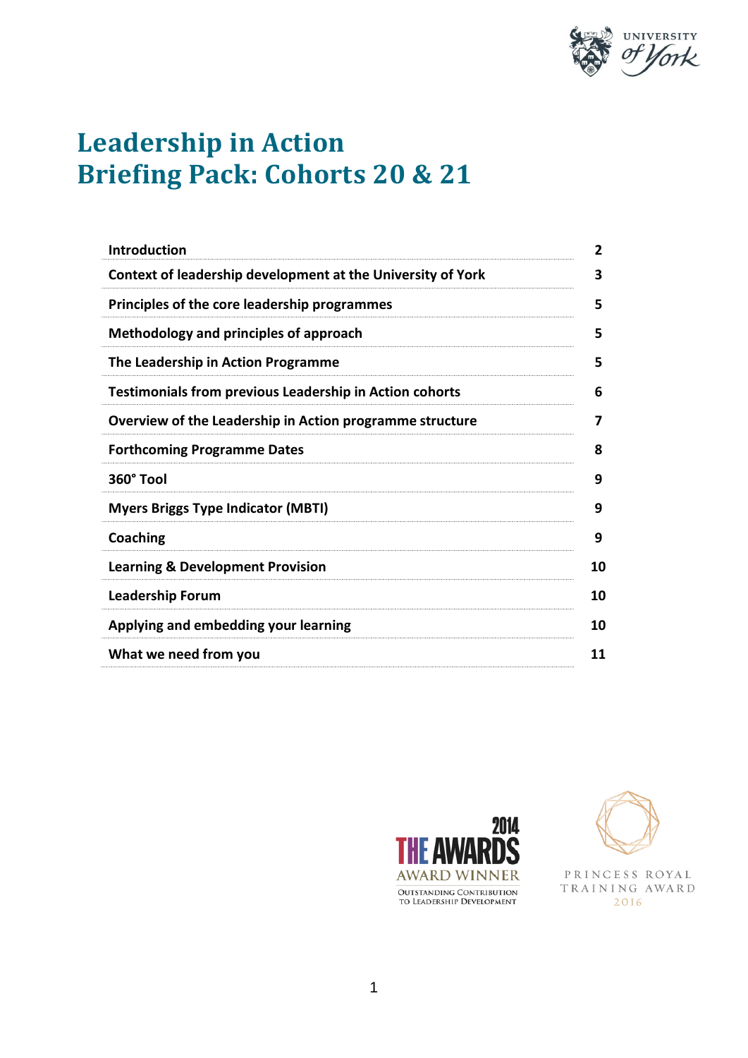# Leadership in Action
# Briefing Pack: Cohorts 20 & 21

| | |
|---|---|
| **Introduction** | **2** |
| **Context of leadership development at the University of York** | **3** |
| **Principles of the core leadership programmes** | **5** |
| **Methodology and principles of approach** | **5** |
| **The Leadership in Action Programme** | **5** |
| **Testimonials from previous Leadership in Action cohorts** | **6** |
| **Overview of the Leadership in Action programme structure** | **7** |
| **Forthcoming Programme Dates** | **8** |
| **360° Tool** | **9** |
| **Myers Briggs Type Indicator (MBTI)** | **9** |
| **Coaching** | **9** |
| **Learning & Development Provision** | **10** |
| **Leadership Forum** | **10** |
| **Applying and embedding your learning** | **10** |
| **What we need from you** | **11** |

2014 THE AWARDS AWARD WINNER
OUTSTANDING CONTRIBUTION TO LEADERSHIP DEVELOPMENT

PRINCESS ROYAL TRAINING AWARD 2016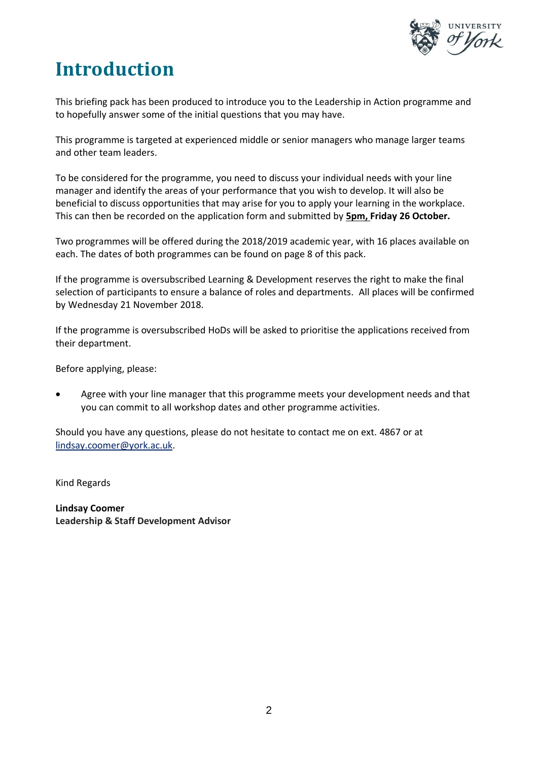# Introduction

This briefing pack has been produced to introduce you to the Leadership in Action programme and to hopefully answer some of the initial questions that you may have.

This programme is targeted at experienced middle or senior managers who manage larger teams and other team leaders.

To be considered for the programme, you need to discuss your individual needs with your line manager and identify the areas of your performance that you wish to develop. It will also be beneficial to discuss opportunities that may arise for you to apply your learning in the workplace. This can then be recorded on the application form and submitted by **5pm, Friday 26 October.**

Two programmes will be offered during the 2018/2019 academic year, with 16 places available on each. The dates of both programmes can be found on page 8 of this pack.

If the programme is oversubscribed Learning & Development reserves the right to make the final selection of participants to ensure a balance of roles and departments. All places will be confirmed by Wednesday 21 November 2018.

If the programme is oversubscribed HoDs will be asked to prioritise the applications received from their department.

Before applying, please:

- Agree with your line manager that this programme meets your development needs and that you can commit to all workshop dates and other programme activities.

Should you have any questions, please do not hesitate to contact me on ext. 4867 or at lindsay.coomer@york.ac.uk.

Kind Regards

**Lindsay Coomer**
**Leadership & Staff Development Advisor**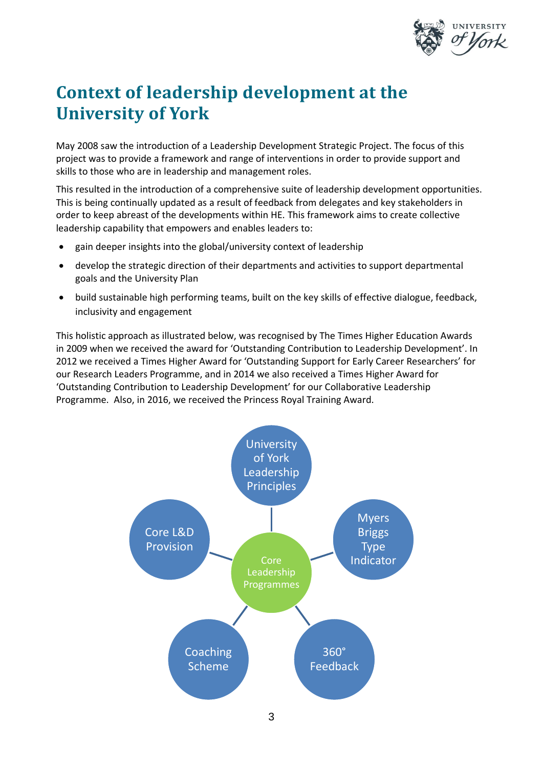# Context of leadership development at the University of York

May 2008 saw the introduction of a Leadership Development Strategic Project. The focus of this project was to provide a framework and range of interventions in order to provide support and skills to those who are in leadership and management roles.

This resulted in the introduction of a comprehensive suite of leadership development opportunities. This is being continually updated as a result of feedback from delegates and key stakeholders in order to keep abreast of the developments within HE. This framework aims to create collective leadership capability that empowers and enables leaders to:

- gain deeper insights into the global/university context of leadership
- develop the strategic direction of their departments and activities to support departmental goals and the University Plan
- build sustainable high performing teams, built on the key skills of effective dialogue, feedback, inclusivity and engagement

This holistic approach as illustrated below, was recognised by The Times Higher Education Awards in 2009 when we received the award for 'Outstanding Contribution to Leadership Development'. In 2012 we received a Times Higher Award for 'Outstanding Support for Early Career Researchers' for our Research Leaders Programme, and in 2014 we also received a Times Higher Award for 'Outstanding Contribution to Leadership Development' for our Collaborative Leadership Programme. Also, in 2016, we received the Princess Royal Training Award.

- Core Leadership Programmes
  - University of York Leadership Principles
  - Myers Briggs Type Indicator
  - 360° Feedback
  - Coaching Scheme
  - Core L&D Provision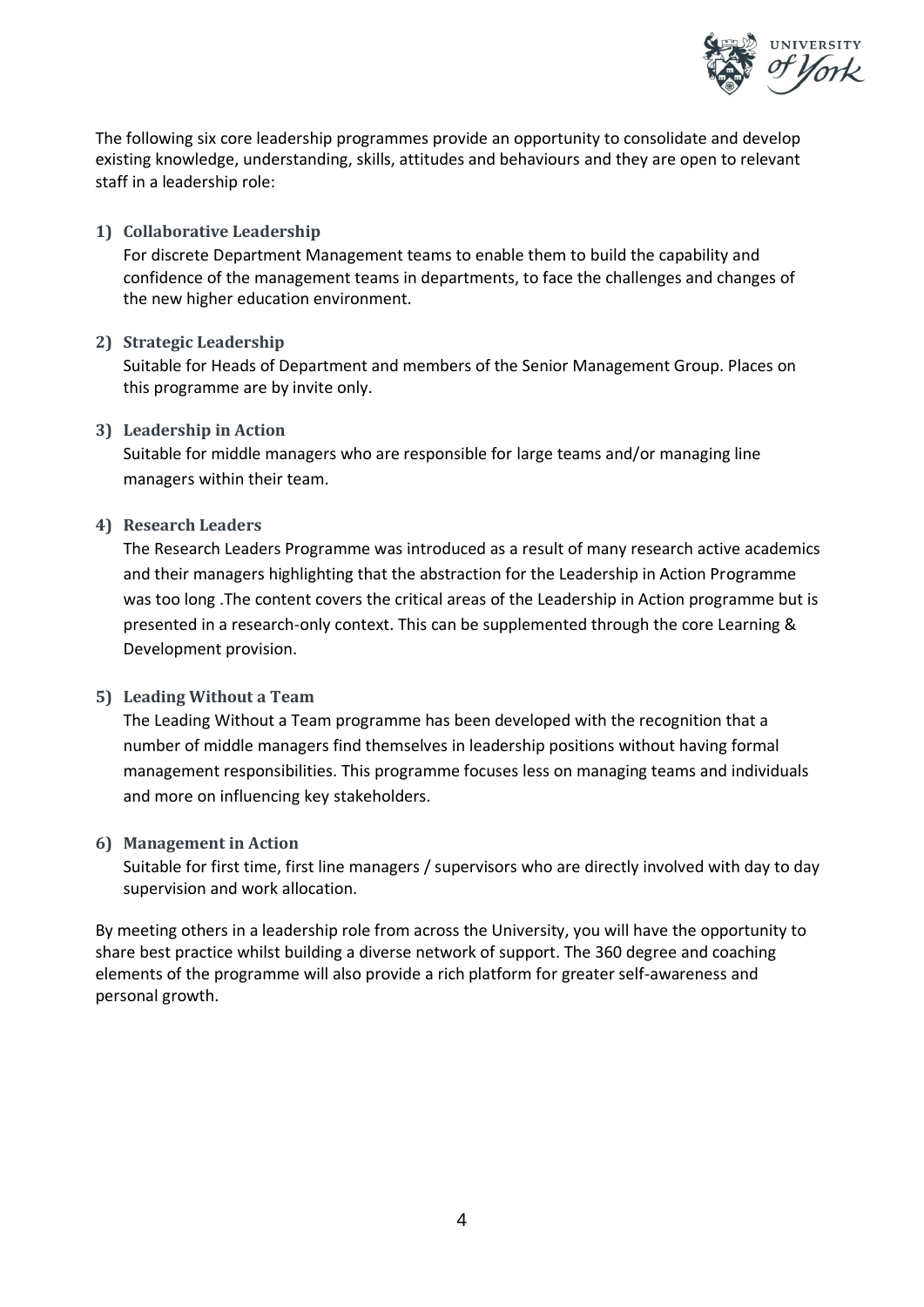The following six core leadership programmes provide an opportunity to consolidate and develop existing knowledge, understanding, skills, attitudes and behaviours and they are open to relevant staff in a leadership role:

1) **Collaborative Leadership**

   For discrete Department Management teams to enable them to build the capability and confidence of the management teams in departments, to face the challenges and changes of the new higher education environment.

2) **Strategic Leadership**

   Suitable for Heads of Department and members of the Senior Management Group. Places on this programme are by invite only.

3) **Leadership in Action**

   Suitable for middle managers who are responsible for large teams and/or managing line managers within their team.

4) **Research Leaders**

   The Research Leaders Programme was introduced as a result of many research active academics and their managers highlighting that the abstraction for the Leadership in Action Programme was too long .The content covers the critical areas of the Leadership in Action programme but is presented in a research-only context. This can be supplemented through the core Learning & Development provision.

5) **Leading Without a Team**

   The Leading Without a Team programme has been developed with the recognition that a number of middle managers find themselves in leadership positions without having formal management responsibilities. This programme focuses less on managing teams and individuals and more on influencing key stakeholders.

6) **Management in Action**

   Suitable for first time, first line managers / supervisors who are directly involved with day to day supervision and work allocation.

By meeting others in a leadership role from across the University, you will have the opportunity to share best practice whilst building a diverse network of support. The 360 degree and coaching elements of the programme will also provide a rich platform for greater self-awareness and personal growth.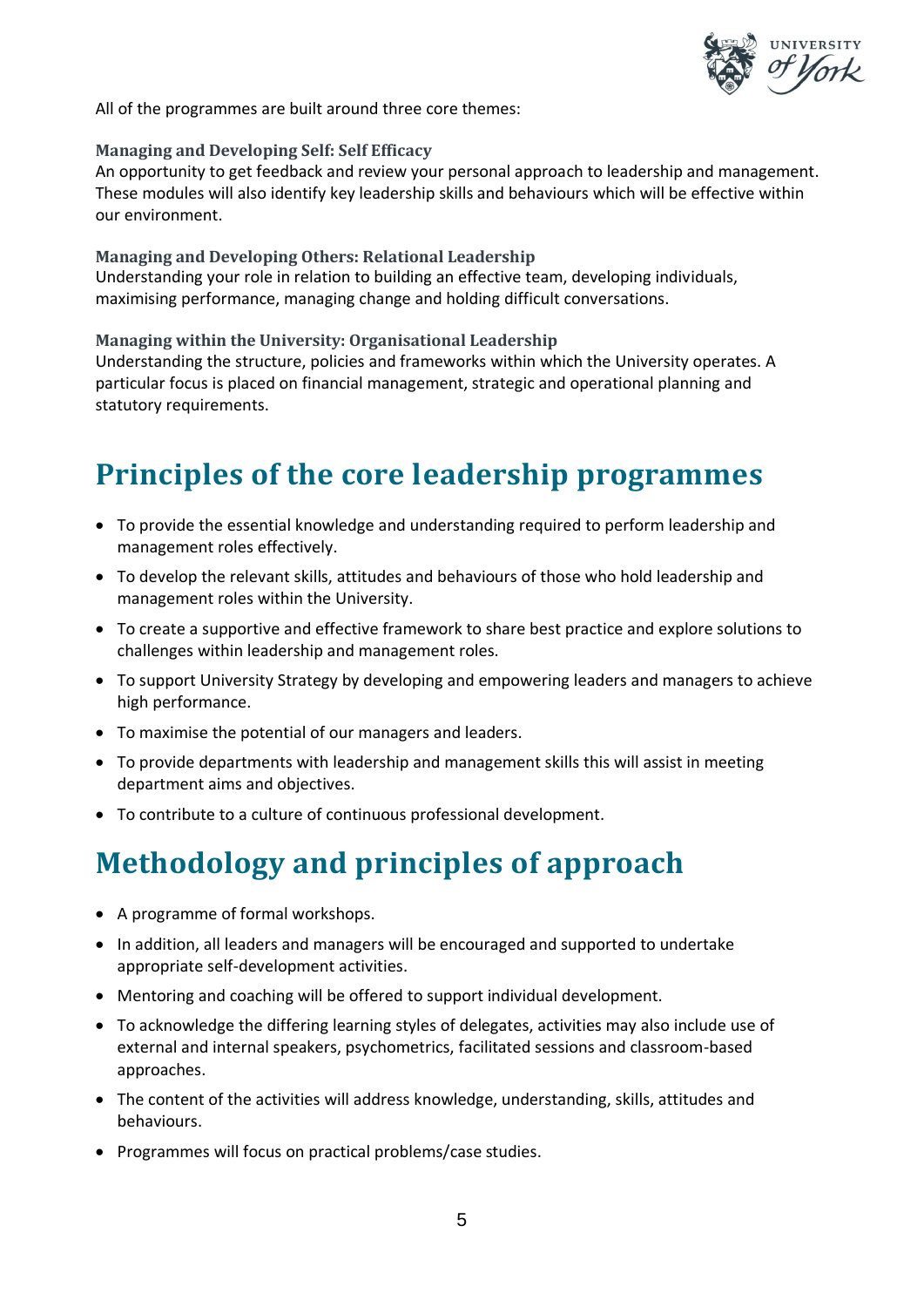All of the programmes are built around three core themes:

### Managing and Developing Self: Self Efficacy

An opportunity to get feedback and review your personal approach to leadership and management. These modules will also identify key leadership skills and behaviours which will be effective within our environment.

### Managing and Developing Others: Relational Leadership

Understanding your role in relation to building an effective team, developing individuals, maximising performance, managing change and holding difficult conversations.

### Managing within the University: Organisational Leadership

Understanding the structure, policies and frameworks within which the University operates. A particular focus is placed on financial management, strategic and operational planning and statutory requirements.

# Principles of the core leadership programmes

- To provide the essential knowledge and understanding required to perform leadership and management roles effectively.
- To develop the relevant skills, attitudes and behaviours of those who hold leadership and management roles within the University.
- To create a supportive and effective framework to share best practice and explore solutions to challenges within leadership and management roles.
- To support University Strategy by developing and empowering leaders and managers to achieve high performance.
- To maximise the potential of our managers and leaders.
- To provide departments with leadership and management skills this will assist in meeting department aims and objectives.
- To contribute to a culture of continuous professional development.

# Methodology and principles of approach

- A programme of formal workshops.
- In addition, all leaders and managers will be encouraged and supported to undertake appropriate self-development activities.
- Mentoring and coaching will be offered to support individual development.
- To acknowledge the differing learning styles of delegates, activities may also include use of external and internal speakers, psychometrics, facilitated sessions and classroom-based approaches.
- The content of the activities will address knowledge, understanding, skills, attitudes and behaviours.
- Programmes will focus on practical problems/case studies.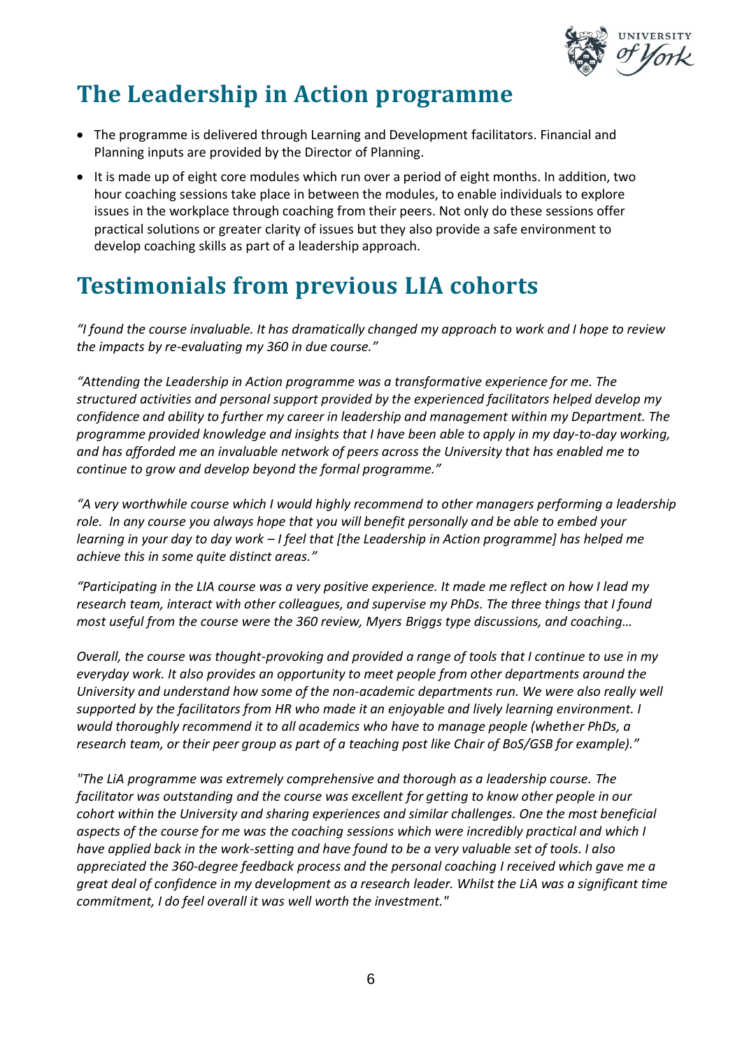## The Leadership in Action programme

- The programme is delivered through Learning and Development facilitators. Financial and Planning inputs are provided by the Director of Planning.
- It is made up of eight core modules which run over a period of eight months. In addition, two hour coaching sessions take place in between the modules, to enable individuals to explore issues in the workplace through coaching from their peers. Not only do these sessions offer practical solutions or greater clarity of issues but they also provide a safe environment to develop coaching skills as part of a leadership approach.

## Testimonials from previous LIA cohorts

*"I found the course invaluable. It has dramatically changed my approach to work and I hope to review the impacts by re-evaluating my 360 in due course."*

*"Attending the Leadership in Action programme was a transformative experience for me. The structured activities and personal support provided by the experienced facilitators helped develop my confidence and ability to further my career in leadership and management within my Department. The programme provided knowledge and insights that I have been able to apply in my day-to-day working, and has afforded me an invaluable network of peers across the University that has enabled me to continue to grow and develop beyond the formal programme."*

*"A very worthwhile course which I would highly recommend to other managers performing a leadership role. In any course you always hope that you will benefit personally and be able to embed your learning in your day to day work – I feel that [the Leadership in Action programme] has helped me achieve this in some quite distinct areas."*

*"Participating in the LIA course was a very positive experience. It made me reflect on how I lead my research team, interact with other colleagues, and supervise my PhDs. The three things that I found most useful from the course were the 360 review, Myers Briggs type discussions, and coaching…*

*Overall, the course was thought-provoking and provided a range of tools that I continue to use in my everyday work. It also provides an opportunity to meet people from other departments around the University and understand how some of the non-academic departments run. We were also really well supported by the facilitators from HR who made it an enjoyable and lively learning environment. I would thoroughly recommend it to all academics who have to manage people (whether PhDs, a research team, or their peer group as part of a teaching post like Chair of BoS/GSB for example)."*

*"The LiA programme was extremely comprehensive and thorough as a leadership course. The facilitator was outstanding and the course was excellent for getting to know other people in our cohort within the University and sharing experiences and similar challenges. One the most beneficial aspects of the course for me was the coaching sessions which were incredibly practical and which I have applied back in the work-setting and have found to be a very valuable set of tools. I also appreciated the 360-degree feedback process and the personal coaching I received which gave me a great deal of confidence in my development as a research leader. Whilst the LiA was a significant time commitment, I do feel overall it was well worth the investment."*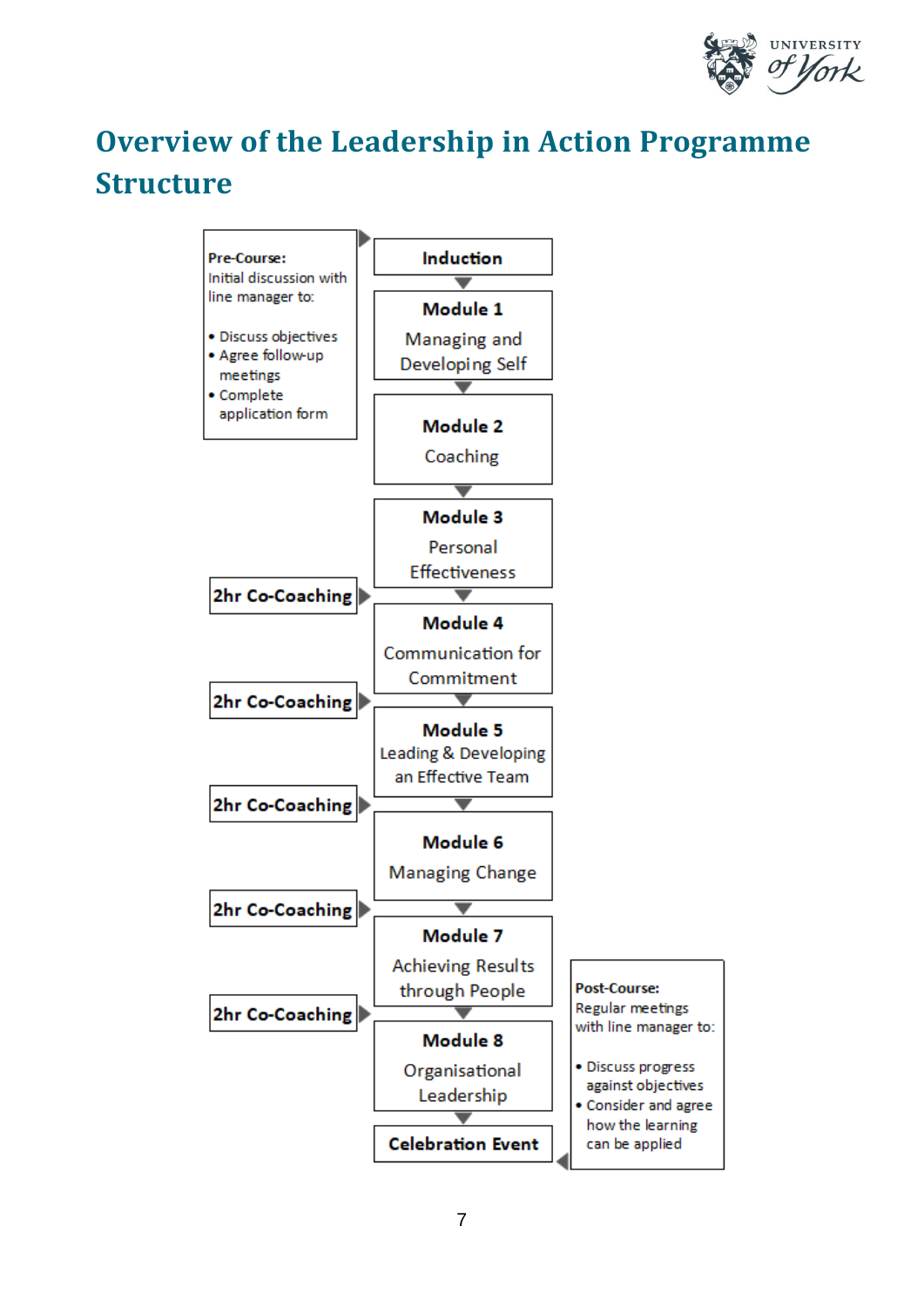# Overview of the Leadership in Action Programme Structure

**Pre-Course:**
Initial discussion with line manager to:

- Discuss objectives
- Agree follow-up meetings
- Complete application form

**Induction**

**Module 1**
Managing and Developing Self

**Module 2**
Coaching

**Module 3**
Personal Effectiveness

**2hr Co-Coaching**

**Module 4**
Communication for Commitment

**2hr Co-Coaching**

**Module 5**
Leading & Developing an Effective Team

**2hr Co-Coaching**

**Module 6**
Managing Change

**2hr Co-Coaching**

**Module 7**
Achieving Results through People

**2hr Co-Coaching**

**Module 8**
Organisational Leadership

**Celebration Event**

**Post-Course:**
Regular meetings with line manager to:

- Discuss progress against objectives
- Consider and agree how the learning can be applied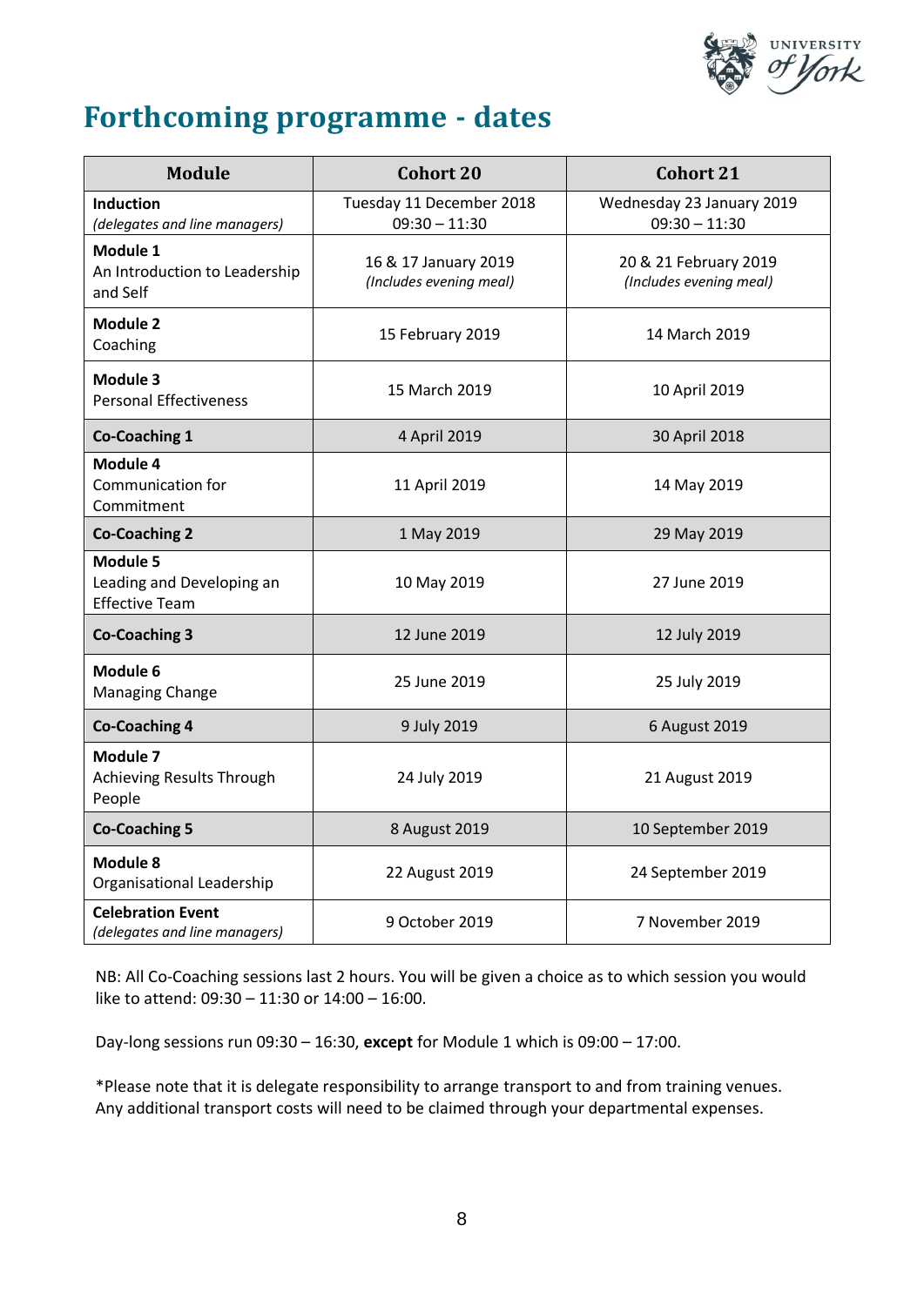# Forthcoming programme - dates

| Module | Cohort 20 | Cohort 21 |
|---|---|---|
| **Induction** *(delegates and line managers)* | Tuesday 11 December 2018 09:30 – 11:30 | Wednesday 23 January 2019 09:30 – 11:30 |
| **Module 1** An Introduction to Leadership and Self | 16 & 17 January 2019 *(Includes evening meal)* | 20 & 21 February 2019 *(Includes evening meal)* |
| **Module 2** Coaching | 15 February 2019 | 14 March 2019 |
| **Module 3** Personal Effectiveness | 15 March 2019 | 10 April 2019 |
| **Co-Coaching 1** | 4 April 2019 | 30 April 2018 |
| **Module 4** Communication for Commitment | 11 April 2019 | 14 May 2019 |
| **Co-Coaching 2** | 1 May 2019 | 29 May 2019 |
| **Module 5** Leading and Developing an Effective Team | 10 May 2019 | 27 June 2019 |
| **Co-Coaching 3** | 12 June 2019 | 12 July 2019 |
| **Module 6** Managing Change | 25 June 2019 | 25 July 2019 |
| **Co-Coaching 4** | 9 July 2019 | 6 August 2019 |
| **Module 7** Achieving Results Through People | 24 July 2019 | 21 August 2019 |
| **Co-Coaching 5** | 8 August 2019 | 10 September 2019 |
| **Module 8** Organisational Leadership | 22 August 2019 | 24 September 2019 |
| **Celebration Event** *(delegates and line managers)* | 9 October 2019 | 7 November 2019 |

NB: All Co-Coaching sessions last 2 hours. You will be given a choice as to which session you would like to attend: 09:30 – 11:30 or 14:00 – 16:00.

Day-long sessions run 09:30 – 16:30, **except** for Module 1 which is 09:00 – 17:00.

*Please note that it is delegate responsibility to arrange transport to and from training venues. Any additional transport costs will need to be claimed through your departmental expenses.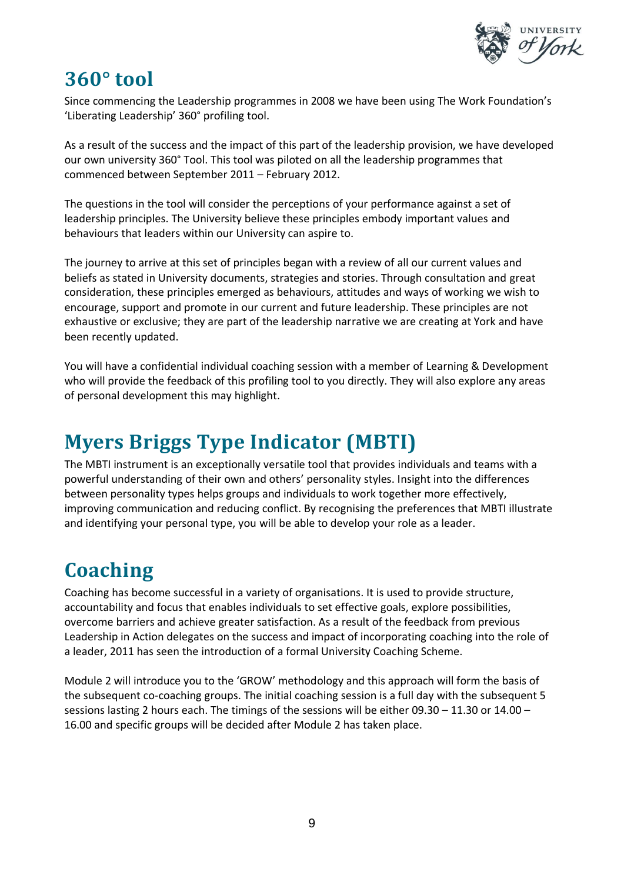# 360° tool

Since commencing the Leadership programmes in 2008 we have been using The Work Foundation's 'Liberating Leadership' 360° profiling tool.

As a result of the success and the impact of this part of the leadership provision, we have developed our own university 360° Tool. This tool was piloted on all the leadership programmes that commenced between September 2011 – February 2012.

The questions in the tool will consider the perceptions of your performance against a set of leadership principles. The University believe these principles embody important values and behaviours that leaders within our University can aspire to.

The journey to arrive at this set of principles began with a review of all our current values and beliefs as stated in University documents, strategies and stories. Through consultation and great consideration, these principles emerged as behaviours, attitudes and ways of working we wish to encourage, support and promote in our current and future leadership. These principles are not exhaustive or exclusive; they are part of the leadership narrative we are creating at York and have been recently updated.

You will have a confidential individual coaching session with a member of Learning & Development who will provide the feedback of this profiling tool to you directly. They will also explore any areas of personal development this may highlight.

# Myers Briggs Type Indicator (MBTI)

The MBTI instrument is an exceptionally versatile tool that provides individuals and teams with a powerful understanding of their own and others' personality styles. Insight into the differences between personality types helps groups and individuals to work together more effectively, improving communication and reducing conflict. By recognising the preferences that MBTI illustrate and identifying your personal type, you will be able to develop your role as a leader.

# Coaching

Coaching has become successful in a variety of organisations. It is used to provide structure, accountability and focus that enables individuals to set effective goals, explore possibilities, overcome barriers and achieve greater satisfaction. As a result of the feedback from previous Leadership in Action delegates on the success and impact of incorporating coaching into the role of a leader, 2011 has seen the introduction of a formal University Coaching Scheme.

Module 2 will introduce you to the 'GROW' methodology and this approach will form the basis of the subsequent co-coaching groups. The initial coaching session is a full day with the subsequent 5 sessions lasting 2 hours each. The timings of the sessions will be either 09.30 – 11.30 or 14.00 – 16.00 and specific groups will be decided after Module 2 has taken place.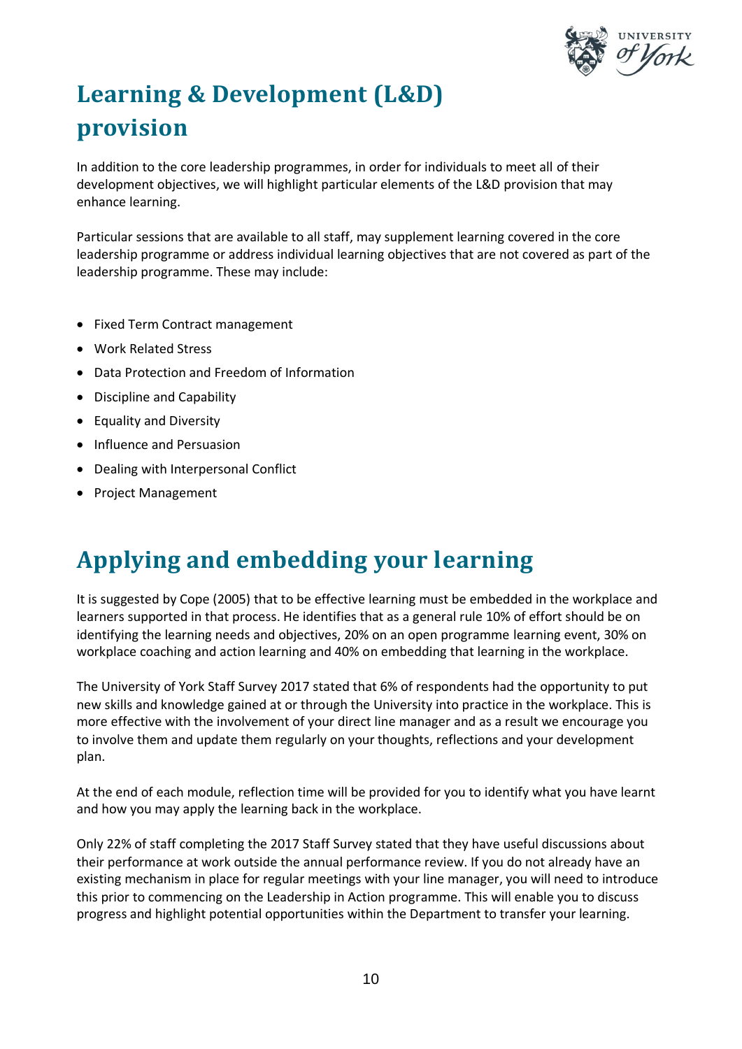# Learning & Development (L&D) provision

In addition to the core leadership programmes, in order for individuals to meet all of their development objectives, we will highlight particular elements of the L&D provision that may enhance learning.

Particular sessions that are available to all staff, may supplement learning covered in the core leadership programme or address individual learning objectives that are not covered as part of the leadership programme. These may include:

- Fixed Term Contract management
- Work Related Stress
- Data Protection and Freedom of Information
- Discipline and Capability
- Equality and Diversity
- Influence and Persuasion
- Dealing with Interpersonal Conflict
- Project Management

# Applying and embedding your learning

It is suggested by Cope (2005) that to be effective learning must be embedded in the workplace and learners supported in that process. He identifies that as a general rule 10% of effort should be on identifying the learning needs and objectives, 20% on an open programme learning event, 30% on workplace coaching and action learning and 40% on embedding that learning in the workplace.

The University of York Staff Survey 2017 stated that 6% of respondents had the opportunity to put new skills and knowledge gained at or through the University into practice in the workplace. This is more effective with the involvement of your direct line manager and as a result we encourage you to involve them and update them regularly on your thoughts, reflections and your development plan.

At the end of each module, reflection time will be provided for you to identify what you have learnt and how you may apply the learning back in the workplace.

Only 22% of staff completing the 2017 Staff Survey stated that they have useful discussions about their performance at work outside the annual performance review. If you do not already have an existing mechanism in place for regular meetings with your line manager, you will need to introduce this prior to commencing on the Leadership in Action programme. This will enable you to discuss progress and highlight potential opportunities within the Department to transfer your learning.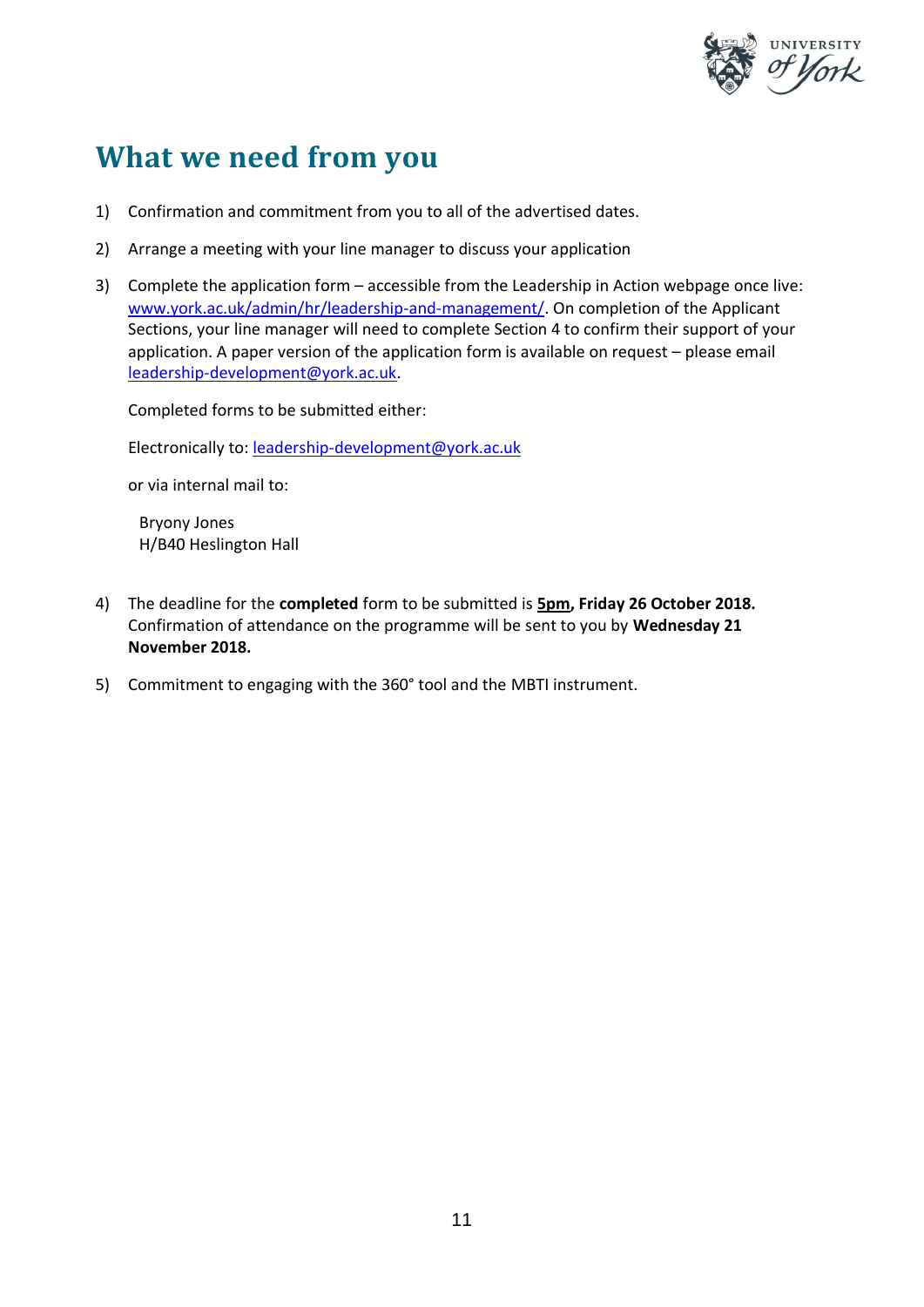# What we need from you

1) Confirmation and commitment from you to all of the advertised dates.

2) Arrange a meeting with your line manager to discuss your application

3) Complete the application form – accessible from the Leadership in Action webpage once live: www.york.ac.uk/admin/hr/leadership-and-management/. On completion of the Applicant Sections, your line manager will need to complete Section 4 to confirm their support of your application. A paper version of the application form is available on request – please email leadership-development@york.ac.uk.

   Completed forms to be submitted either:

   Electronically to: leadership-development@york.ac.uk

   or via internal mail to:

   Bryony Jones
   H/B40 Heslington Hall

4) The deadline for the **completed** form to be submitted is **5pm, Friday 26 October 2018.** Confirmation of attendance on the programme will be sent to you by **Wednesday 21 November 2018.**

5) Commitment to engaging with the 360° tool and the MBTI instrument.